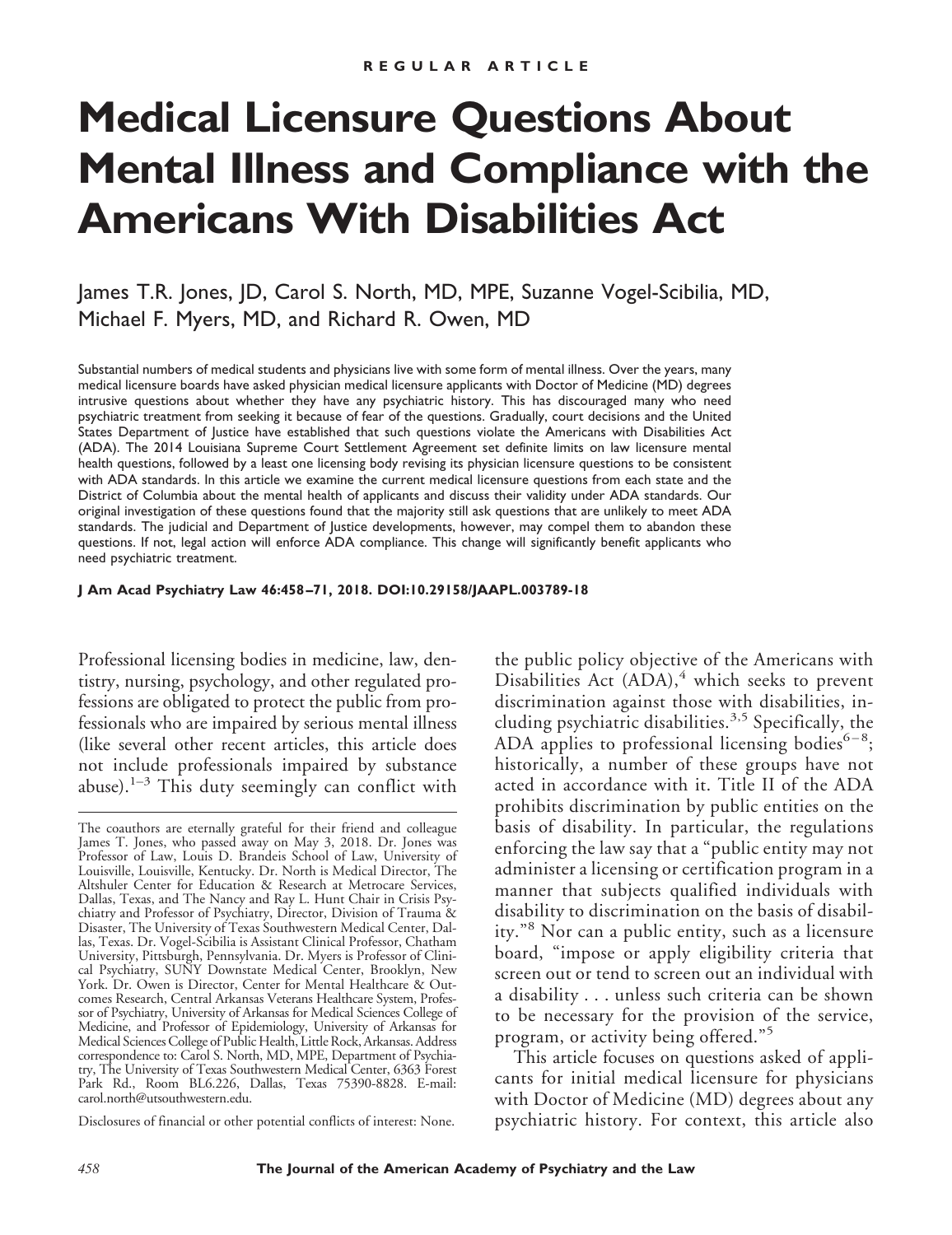REGULAR ARTICLE

# Medical Licensure Questions About Mental Illness and Compliance with the Americans With Disabilities Act

James T.R. Jones, JD, Carol S. North, MD, MPE, Suzanne Vogel-Scibilia, MD, Michael F. Myers, MD, and Richard R. Owen, MD

Substantial numbers of medical students and physicians live with some form of mental illness. Over the years, many medical licensure boards have asked physician medical licensure applicants with Doctor of Medicine (MD) degrees intrusive questions about whether they have any psychiatric history. This has discouraged many who need psychiatric treatment from seeking it because of fear of the questions. Gradually, court decisions and the United States Department of Justice have established that such questions violate the Americans with Disabilities Act (ADA). The 2014 Louisiana Supreme Court Settlement Agreement set definite limits on law licensure mental health questions, followed by a least one licensing body revising its physician licensure questions to be consistent with ADA standards. In this article we examine the current medical licensure questions from each state and the District of Columbia about the mental health of applicants and discuss their validity under ADA standards. Our original investigation of these questions found that the majority still ask questions that are unlikely to meet ADA standards. The judicial and Department of Justice developments, however, may compel them to abandon these questions. If not, legal action will enforce ADA compliance. This change will significantly benefit applicants who need psychiatric treatment.

**J Am Acad Psychiatry Law 46:458–71, 2018. DOI:10.29158/JAAPL.003789-18**

Professional licensing bodies in medicine, law, dentistry, nursing, psychology, and other regulated professions are obligated to protect the public from professionals who are impaired by serious mental illness (like several other recent articles, this article does not include professionals impaired by substance abuse).[1–3] This duty seemingly can conflict with the public policy objective of the Americans with Disabilities Act (ADA),[4] which seeks to prevent discrimination against those with disabilities, including psychiatric disabilities.[3,5] Specifically, the ADA applies to professional licensing bodies[6–8]; historically, a number of these groups have not acted in accordance with it. Title II of the ADA prohibits discrimination by public entities on the basis of disability. In particular, the regulations enforcing the law say that a "public entity may not administer a licensing or certification program in a manner that subjects qualified individuals with disability to discrimination on the basis of disability."[8] Nor can a public entity, such as a licensure board, "impose or apply eligibility criteria that screen out or tend to screen out an individual with a disability . . . unless such criteria can be shown to be necessary for the provision of the service, program, or activity being offered."[5]

This article focuses on questions asked of applicants for initial medical licensure for physicians with Doctor of Medicine (MD) degrees about any psychiatric history. For context, this article also

The coauthors are eternally grateful for their friend and colleague James T. Jones, who passed away on May 3, 2018. Dr. Jones was Professor of Law, Louis D. Brandeis School of Law, University of Louisville, Louisville, Kentucky. Dr. North is Medical Director, The Altshuler Center for Education & Research at Metrocare Services, Dallas, Texas, and The Nancy and Ray L. Hunt Chair in Crisis Psychiatry and Professor of Psychiatry, Director, Division of Trauma & Disaster, The University of Texas Southwestern Medical Center, Dallas, Texas. Dr. Vogel-Scibilia is Assistant Clinical Professor, Chatham University, Pittsburgh, Pennsylvania. Dr. Myers is Professor of Clinical Psychiatry, SUNY Downstate Medical Center, Brooklyn, New York. Dr. Owen is Director, Center for Mental Healthcare & Outcomes Research, Central Arkansas Veterans Healthcare System, Professor of Psychiatry, University of Arkansas for Medical Sciences College of Medicine, and Professor of Epidemiology, University of Arkansas for Medical Sciences College of Public Health, Little Rock, Arkansas. Address correspondence to: Carol S. North, MD, MPE, Department of Psychiatry, The University of Texas Southwestern Medical Center, 6363 Forest Park Rd., Room BL6.226, Dallas, Texas 75390-8828. E-mail: carol.north@utsouthwestern.edu.

Disclosures of financial or other potential conflicts of interest: None.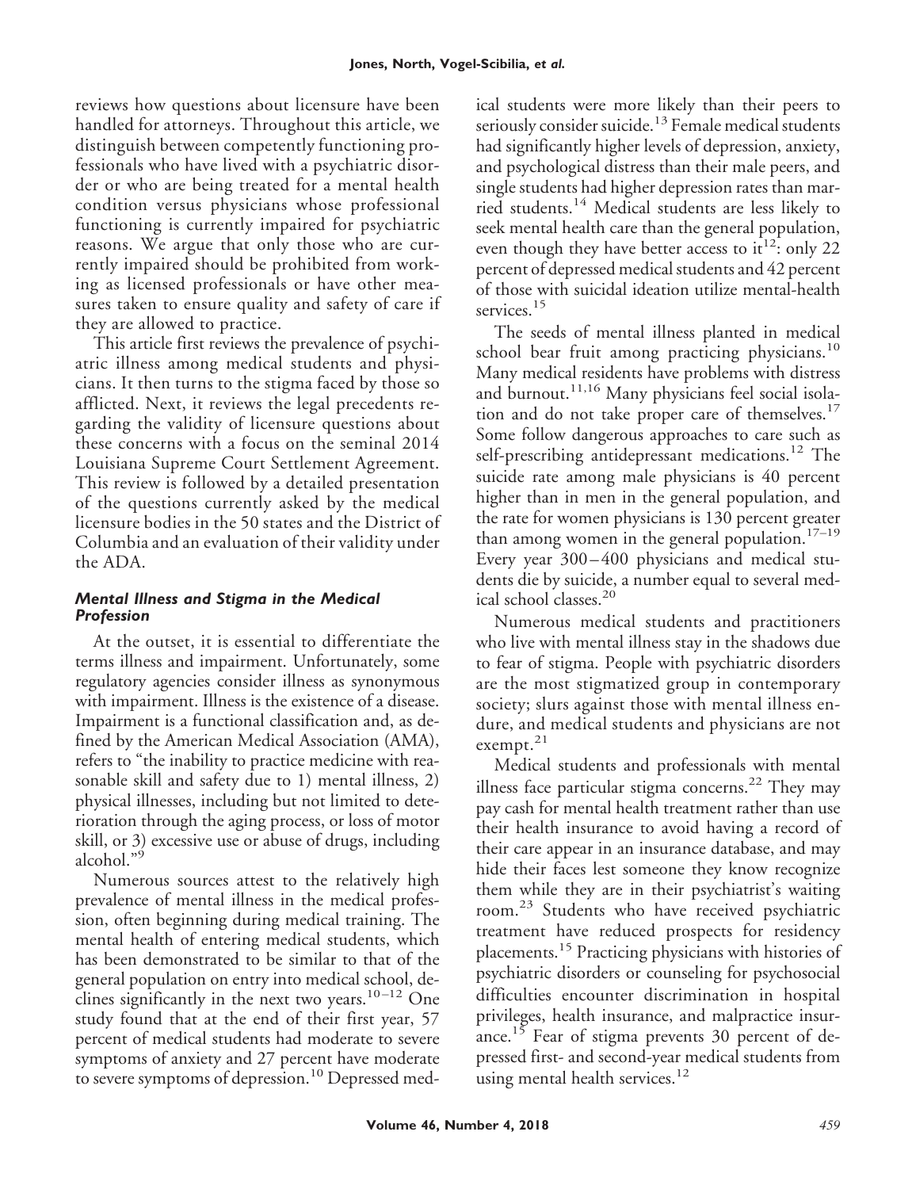reviews how questions about licensure have been handled for attorneys. Throughout this article, we distinguish between competently functioning professionals who have lived with a psychiatric disorder or who are being treated for a mental health condition versus physicians whose professional functioning is currently impaired for psychiatric reasons. We argue that only those who are currently impaired should be prohibited from working as licensed professionals or have other measures taken to ensure quality and safety of care if they are allowed to practice.

This article first reviews the prevalence of psychiatric illness among medical students and physicians. It then turns to the stigma faced by those so afflicted. Next, it reviews the legal precedents regarding the validity of licensure questions about these concerns with a focus on the seminal 2014 Louisiana Supreme Court Settlement Agreement. This review is followed by a detailed presentation of the questions currently asked by the medical licensure bodies in the 50 states and the District of Columbia and an evaluation of their validity under the ADA.

### *Mental Illness and Stigma in the Medical Profession*

At the outset, it is essential to differentiate the terms illness and impairment. Unfortunately, some regulatory agencies consider illness as synonymous with impairment. Illness is the existence of a disease. Impairment is a functional classification and, as defined by the American Medical Association (AMA), refers to "the inability to practice medicine with reasonable skill and safety due to 1) mental illness, 2) physical illnesses, including but not limited to deterioration through the aging process, or loss of motor skill, or 3) excessive use or abuse of drugs, including alcohol."[9]

Numerous sources attest to the relatively high prevalence of mental illness in the medical profession, often beginning during medical training. The mental health of entering medical students, which has been demonstrated to be similar to that of the general population on entry into medical school, declines significantly in the next two years.[10–12] One study found that at the end of their first year, 57 percent of medical students had moderate to severe symptoms of anxiety and 27 percent have moderate to severe symptoms of depression.[10] Depressed medical students were more likely than their peers to seriously consider suicide.[13] Female medical students had significantly higher levels of depression, anxiety, and psychological distress than their male peers, and single students had higher depression rates than married students.[14] Medical students are less likely to seek mental health care than the general population, even though they have better access to it[12]: only 22 percent of depressed medical students and 42 percent of those with suicidal ideation utilize mental-health services.[15]

The seeds of mental illness planted in medical school bear fruit among practicing physicians.[10] Many medical residents have problems with distress and burnout.[11,16] Many physicians feel social isolation and do not take proper care of themselves.[17] Some follow dangerous approaches to care such as self-prescribing antidepressant medications.[12] The suicide rate among male physicians is 40 percent higher than in men in the general population, and the rate for women physicians is 130 percent greater than among women in the general population.[17–19] Every year 300–400 physicians and medical students die by suicide, a number equal to several medical school classes.[20]

Numerous medical students and practitioners who live with mental illness stay in the shadows due to fear of stigma. People with psychiatric disorders are the most stigmatized group in contemporary society; slurs against those with mental illness endure, and medical students and physicians are not exempt.[21]

Medical students and professionals with mental illness face particular stigma concerns.[22] They may pay cash for mental health treatment rather than use their health insurance to avoid having a record of their care appear in an insurance database, and may hide their faces lest someone they know recognize them while they are in their psychiatrist's waiting room.[23] Students who have received psychiatric treatment have reduced prospects for residency placements.[15] Practicing physicians with histories of psychiatric disorders or counseling for psychosocial difficulties encounter discrimination in hospital privileges, health insurance, and malpractice insurance.[15] Fear of stigma prevents 30 percent of depressed first- and second-year medical students from using mental health services.[12]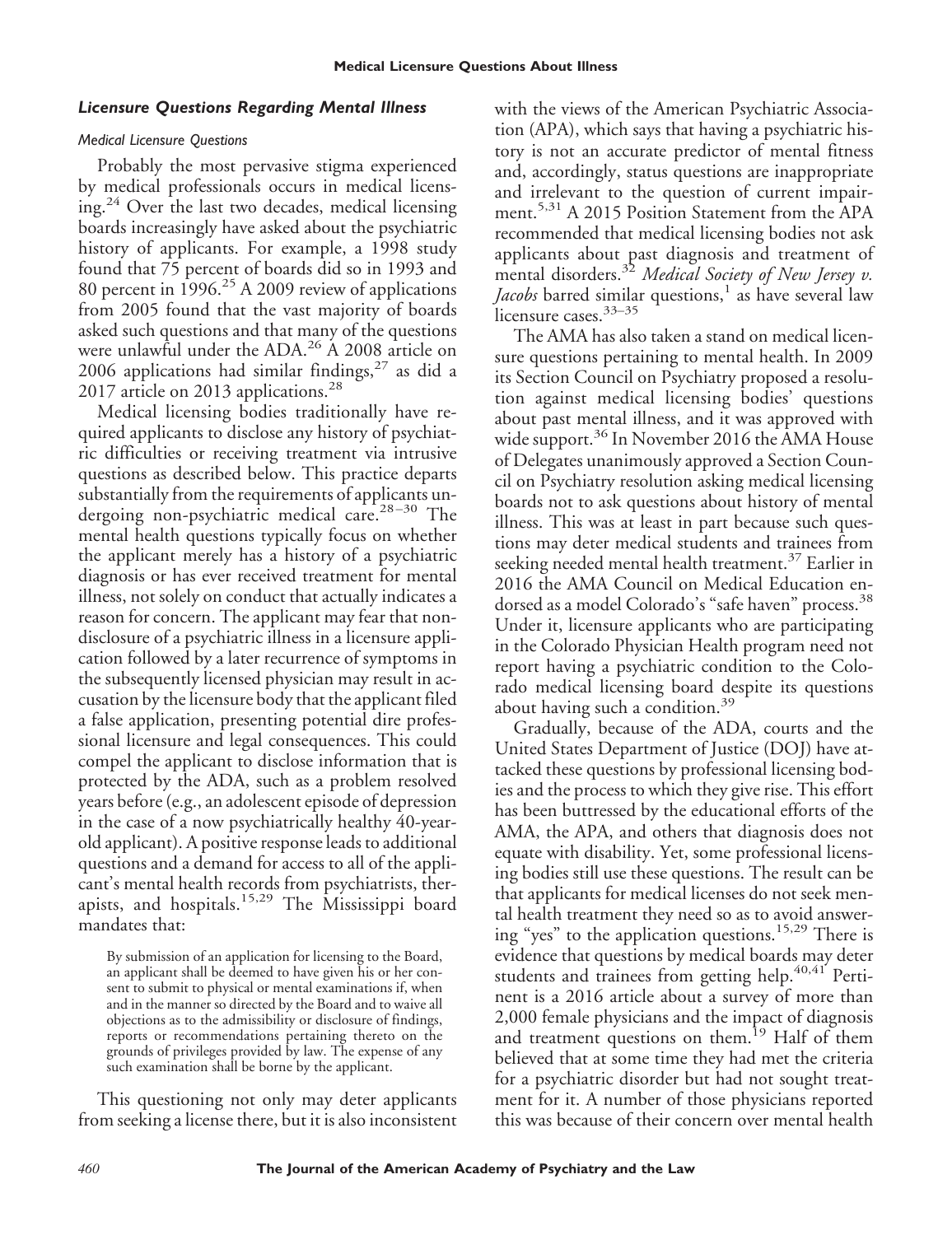### *Licensure Questions Regarding Mental Illness*

#### *Medical Licensure Questions*

Probably the most pervasive stigma experienced by medical professionals occurs in medical licensing.[24] Over the last two decades, medical licensing boards increasingly have asked about the psychiatric history of applicants. For example, a 1998 study found that 75 percent of boards did so in 1993 and 80 percent in 1996.[25] A 2009 review of applications from 2005 found that the vast majority of boards asked such questions and that many of the questions were unlawful under the ADA.[26] A 2008 article on 2006 applications had similar findings,[27] as did a 2017 article on 2013 applications.[28]

Medical licensing bodies traditionally have required applicants to disclose any history of psychiatric difficulties or receiving treatment via intrusive questions as described below. This practice departs substantially from the requirements of applicants undergoing non-psychiatric medical care.[28–30] The mental health questions typically focus on whether the applicant merely has a history of a psychiatric diagnosis or has ever received treatment for mental illness, not solely on conduct that actually indicates a reason for concern. The applicant may fear that non-disclosure of a psychiatric illness in a licensure application followed by a later recurrence of symptoms in the subsequently licensed physician may result in accusation by the licensure body that the applicant filed a false application, presenting potential dire professional licensure and legal consequences. This could compel the applicant to disclose information that is protected by the ADA, such as a problem resolved years before (e.g., an adolescent episode of depression in the case of a now psychiatrically healthy 40-year-old applicant). A positive response leads to additional questions and a demand for access to all of the applicant's mental health records from psychiatrists, therapists, and hospitals.[15,29] The Mississippi board mandates that:

> By submission of an application for licensing to the Board, an applicant shall be deemed to have given his or her consent to submit to physical or mental examinations if, when and in the manner so directed by the Board and to waive all objections as to the admissibility or disclosure of findings, reports or recommendations pertaining thereto on the grounds of privileges provided by law. The expense of any such examination shall be borne by the applicant.

This questioning not only may deter applicants from seeking a license there, but it is also inconsistent with the views of the American Psychiatric Association (APA), which says that having a psychiatric history is not an accurate predictor of mental fitness and, accordingly, status questions are inappropriate and irrelevant to the question of current impairment.[5,31] A 2015 Position Statement from the APA recommended that medical licensing bodies not ask applicants about past diagnosis and treatment of mental disorders.[32] *Medical Society of New Jersey v. Jacobs* barred similar questions,[1] as have several law licensure cases.[33–35]

The AMA has also taken a stand on medical licensure questions pertaining to mental health. In 2009 its Section Council on Psychiatry proposed a resolution against medical licensing bodies' questions about past mental illness, and it was approved with wide support.[36] In November 2016 the AMA House of Delegates unanimously approved a Section Council on Psychiatry resolution asking medical licensing boards not to ask questions about history of mental illness. This was at least in part because such questions may deter medical students and trainees from seeking needed mental health treatment.[37] Earlier in 2016 the AMA Council on Medical Education endorsed as a model Colorado's "safe haven" process.[38] Under it, licensure applicants who are participating in the Colorado Physician Health program need not report having a psychiatric condition to the Colorado medical licensing board despite its questions about having such a condition.[39]

Gradually, because of the ADA, courts and the United States Department of Justice (DOJ) have attacked these questions by professional licensing bodies and the process to which they give rise. This effort has been buttressed by the educational efforts of the AMA, the APA, and others that diagnosis does not equate with disability. Yet, some professional licensing bodies still use these questions. The result can be that applicants for medical licenses do not seek mental health treatment they need so as to avoid answering "yes" to the application questions.[15,29] There is evidence that questions by medical boards may deter students and trainees from getting help.[40,41] Pertinent is a 2016 article about a survey of more than 2,000 female physicians and the impact of diagnosis and treatment questions on them.[19] Half of them believed that at some time they had met the criteria for a psychiatric disorder but had not sought treatment for it. A number of those physicians reported this was because of their concern over mental health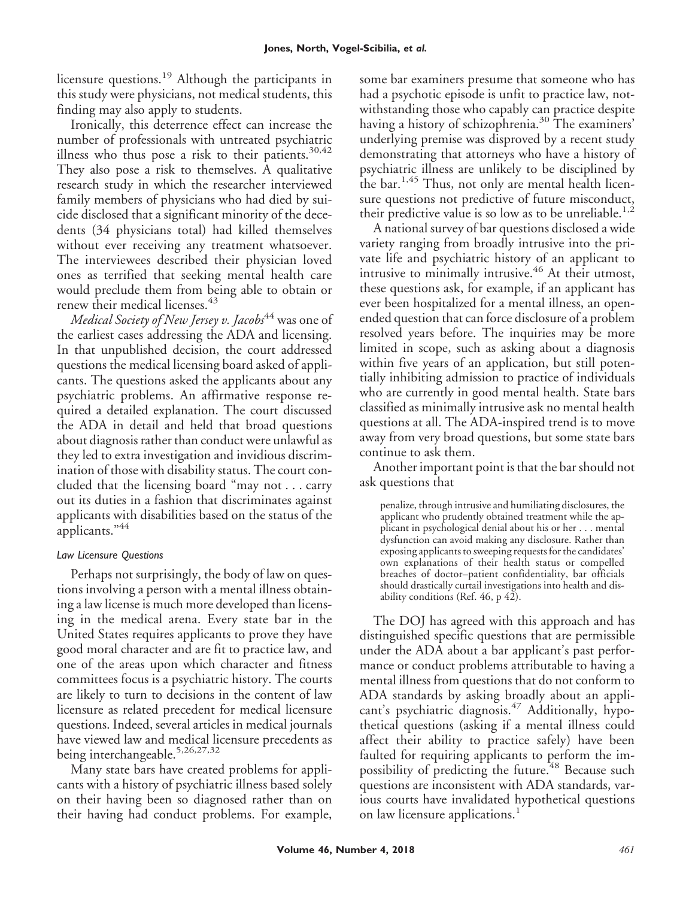licensure questions.[19] Although the participants in this study were physicians, not medical students, this finding may also apply to students.

Ironically, this deterrence effect can increase the number of professionals with untreated psychiatric illness who thus pose a risk to their patients.[30,42] They also pose a risk to themselves. A qualitative research study in which the researcher interviewed family members of physicians who had died by suicide disclosed that a significant minority of the decedents (34 physicians total) had killed themselves without ever receiving any treatment whatsoever. The interviewees described their physician loved ones as terrified that seeking mental health care would preclude them from being able to obtain or renew their medical licenses.[43]

*Medical Society of New Jersey v. Jacobs*[44] was one of the earliest cases addressing the ADA and licensing. In that unpublished decision, the court addressed questions the medical licensing board asked of applicants. The questions asked the applicants about any psychiatric problems. An affirmative response required a detailed explanation. The court discussed the ADA in detail and held that broad questions about diagnosis rather than conduct were unlawful as they led to extra investigation and invidious discrimination of those with disability status. The court concluded that the licensing board "may not . . . carry out its duties in a fashion that discriminates against applicants with disabilities based on the status of the applicants."[44]

### *Law Licensure Questions*

Perhaps not surprisingly, the body of law on questions involving a person with a mental illness obtaining a law license is much more developed than licensing in the medical arena. Every state bar in the United States requires applicants to prove they have good moral character and are fit to practice law, and one of the areas upon which character and fitness committees focus is a psychiatric history. The courts are likely to turn to decisions in the content of law licensure questions as related precedent for medical licensure questions. Indeed, several articles in medical journals have viewed law and medical licensure precedents as being interchangeable.[5,26,27,32]

Many state bars have created problems for applicants with a history of psychiatric illness based solely on their having been so diagnosed rather than on their having had conduct problems. For example, some bar examiners presume that someone who has had a psychotic episode is unfit to practice law, notwithstanding those who capably can practice despite having a history of schizophrenia.[30] The examiners' underlying premise was disproved by a recent study demonstrating that attorneys who have a history of psychiatric illness are unlikely to be disciplined by the bar.[1,45] Thus, not only are mental health licensure questions not predictive of future misconduct, their predictive value is so low as to be unreliable.[1,2]

A national survey of bar questions disclosed a wide variety ranging from broadly intrusive into the private life and psychiatric history of an applicant to intrusive to minimally intrusive.[46] At their utmost, these questions ask, for example, if an applicant has ever been hospitalized for a mental illness, an open-ended question that can force disclosure of a problem resolved years before. The inquiries may be more limited in scope, such as asking about a diagnosis within five years of an application, but still potentially inhibiting admission to practice of individuals who are currently in good mental health. State bars classified as minimally intrusive ask no mental health questions at all. The ADA-inspired trend is to move away from very broad questions, but some state bars continue to ask them.

Another important point is that the bar should not ask questions that

> penalize, through intrusive and humiliating disclosures, the applicant who prudently obtained treatment while the applicant in psychological denial about his or her . . . mental dysfunction can avoid making any disclosure. Rather than exposing applicants to sweeping requests for the candidates' own explanations of their health status or compelled breaches of doctor–patient confidentiality, bar officials should drastically curtail investigations into health and disability conditions (Ref. 46, p 42).

The DOJ has agreed with this approach and has distinguished specific questions that are permissible under the ADA about a bar applicant's past performance or conduct problems attributable to having a mental illness from questions that do not conform to ADA standards by asking broadly about an applicant's psychiatric diagnosis.[47] Additionally, hypothetical questions (asking if a mental illness could affect their ability to practice safely) have been faulted for requiring applicants to perform the impossibility of predicting the future.[48] Because such questions are inconsistent with ADA standards, various courts have invalidated hypothetical questions on law licensure applications.[1]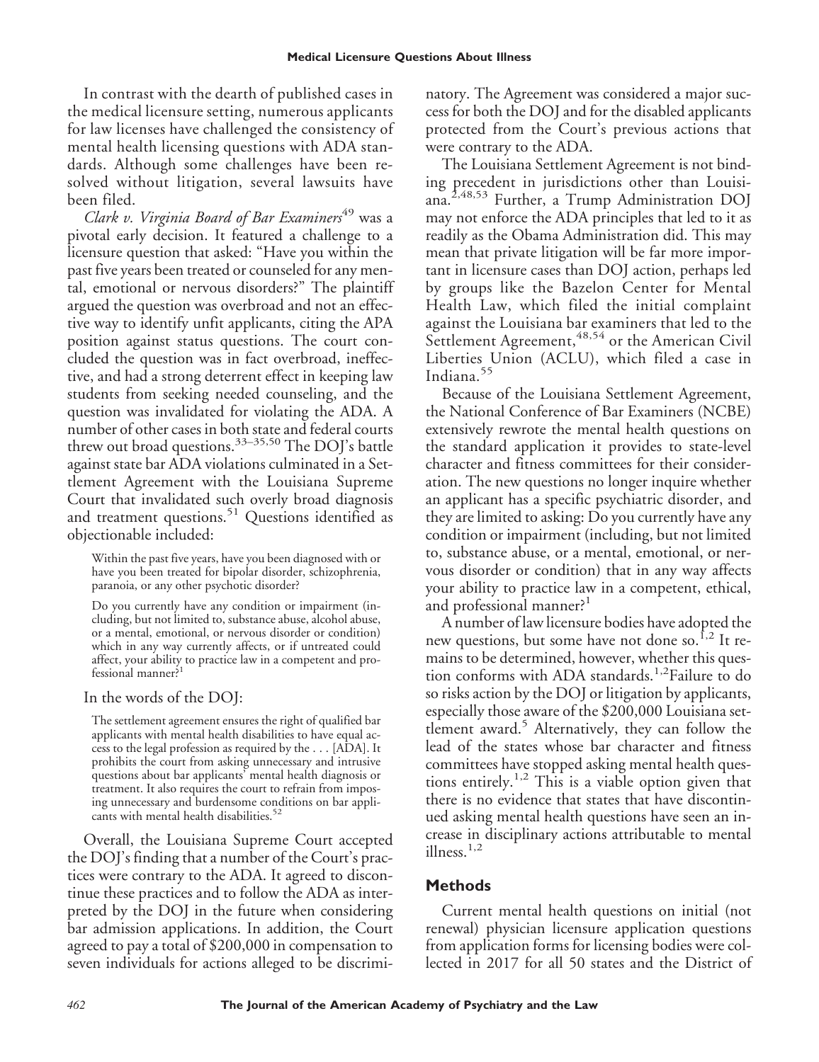In contrast with the dearth of published cases in the medical licensure setting, numerous applicants for law licenses have challenged the consistency of mental health licensing questions with ADA standards. Although some challenges have been resolved without litigation, several lawsuits have been filed.

*Clark v. Virginia Board of Bar Examiners*[49] was a pivotal early decision. It featured a challenge to a licensure question that asked: "Have you within the past five years been treated or counseled for any mental, emotional or nervous disorders?" The plaintiff argued the question was overbroad and not an effective way to identify unfit applicants, citing the APA position against status questions. The court concluded the question was in fact overbroad, ineffective, and had a strong deterrent effect in keeping law students from seeking needed counseling, and the question was invalidated for violating the ADA. A number of other cases in both state and federal courts threw out broad questions.[33–35,50] The DOJ's battle against state bar ADA violations culminated in a Settlement Agreement with the Louisiana Supreme Court that invalidated such overly broad diagnosis and treatment questions.[51] Questions identified as objectionable included:

> Within the past five years, have you been diagnosed with or have you been treated for bipolar disorder, schizophrenia, paranoia, or any other psychotic disorder?
>
> Do you currently have any condition or impairment (including, but not limited to, substance abuse, alcohol abuse, or a mental, emotional, or nervous disorder or condition) which in any way currently affects, or if untreated could affect, your ability to practice law in a competent and professional manner?[1]

In the words of the DOJ:

> The settlement agreement ensures the right of qualified bar applicants with mental health disabilities to have equal access to the legal profession as required by the . . . [ADA]. It prohibits the court from asking unnecessary and intrusive questions about bar applicants' mental health diagnosis or treatment. It also requires the court to refrain from imposing unnecessary and burdensome conditions on bar applicants with mental health disabilities.[52]

Overall, the Louisiana Supreme Court accepted the DOJ's finding that a number of the Court's practices were contrary to the ADA. It agreed to discontinue these practices and to follow the ADA as interpreted by the DOJ in the future when considering bar admission applications. In addition, the Court agreed to pay a total of $200,000 in compensation to seven individuals for actions alleged to be discriminatory. The Agreement was considered a major success for both the DOJ and for the disabled applicants protected from the Court's previous actions that were contrary to the ADA.

The Louisiana Settlement Agreement is not binding precedent in jurisdictions other than Louisiana.[2,48,53] Further, a Trump Administration DOJ may not enforce the ADA principles that led to it as readily as the Obama Administration did. This may mean that private litigation will be far more important in licensure cases than DOJ action, perhaps led by groups like the Bazelon Center for Mental Health Law, which filed the initial complaint against the Louisiana bar examiners that led to the Settlement Agreement,[48,54] or the American Civil Liberties Union (ACLU), which filed a case in Indiana.[55]

Because of the Louisiana Settlement Agreement, the National Conference of Bar Examiners (NCBE) extensively rewrote the mental health questions on the standard application it provides to state-level character and fitness committees for their consideration. The new questions no longer inquire whether an applicant has a specific psychiatric disorder, and they are limited to asking: Do you currently have any condition or impairment (including, but not limited to, substance abuse, or a mental, emotional, or nervous disorder or condition) that in any way affects your ability to practice law in a competent, ethical, and professional manner?[1]

A number of law licensure bodies have adopted the new questions, but some have not done so.[1,2] It remains to be determined, however, whether this question conforms with ADA standards.[1,2] Failure to do so risks action by the DOJ or litigation by applicants, especially those aware of the $200,000 Louisiana settlement award.[5] Alternatively, they can follow the lead of the states whose bar character and fitness committees have stopped asking mental health questions entirely.[1,2] This is a viable option given that there is no evidence that states that have discontinued asking mental health questions have seen an increase in disciplinary actions attributable to mental illness.[1,2]

## Methods

Current mental health questions on initial (not renewal) physician licensure application questions from application forms for licensing bodies were collected in 2017 for all 50 states and the District of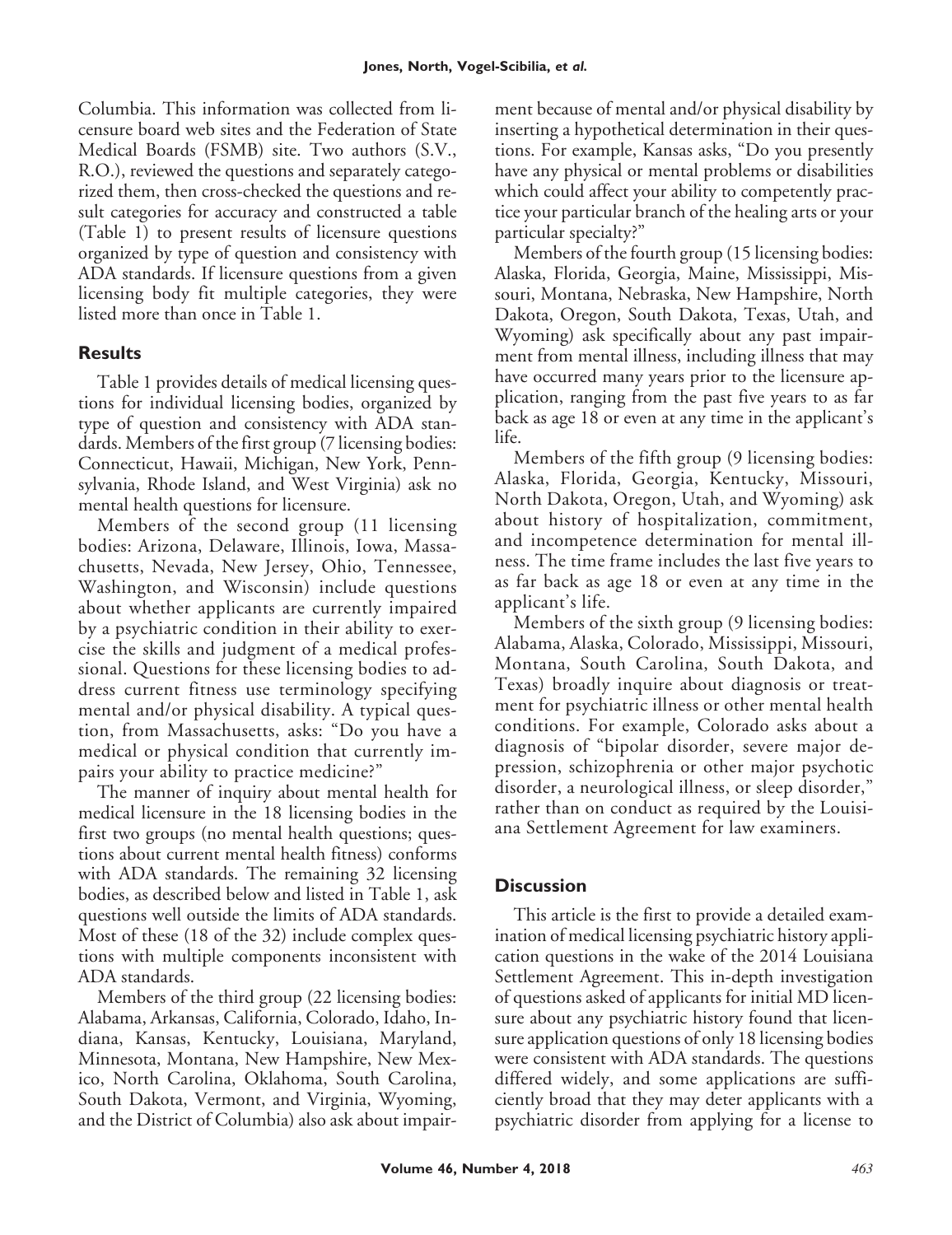Columbia. This information was collected from licensure board web sites and the Federation of State Medical Boards (FSMB) site. Two authors (S.V., R.O.), reviewed the questions and separately categorized them, then cross-checked the questions and result categories for accuracy and constructed a table (Table 1) to present results of licensure questions organized by type of question and consistency with ADA standards. If licensure questions from a given licensing body fit multiple categories, they were listed more than once in Table 1.

## Results

Table 1 provides details of medical licensing questions for individual licensing bodies, organized by type of question and consistency with ADA standards. Members of the first group (7 licensing bodies: Connecticut, Hawaii, Michigan, New York, Pennsylvania, Rhode Island, and West Virginia) ask no mental health questions for licensure.

Members of the second group (11 licensing bodies: Arizona, Delaware, Illinois, Iowa, Massachusetts, Nevada, New Jersey, Ohio, Tennessee, Washington, and Wisconsin) include questions about whether applicants are currently impaired by a psychiatric condition in their ability to exercise the skills and judgment of a medical professional. Questions for these licensing bodies to address current fitness use terminology specifying mental and/or physical disability. A typical question, from Massachusetts, asks: "Do you have a medical or physical condition that currently impairs your ability to practice medicine?"

The manner of inquiry about mental health for medical licensure in the 18 licensing bodies in the first two groups (no mental health questions; questions about current mental health fitness) conforms with ADA standards. The remaining 32 licensing bodies, as described below and listed in Table 1, ask questions well outside the limits of ADA standards. Most of these (18 of the 32) include complex questions with multiple components inconsistent with ADA standards.

Members of the third group (22 licensing bodies: Alabama, Arkansas, California, Colorado, Idaho, Indiana, Kansas, Kentucky, Louisiana, Maryland, Minnesota, Montana, New Hampshire, New Mexico, North Carolina, Oklahoma, South Carolina, South Dakota, Vermont, and Virginia, Wyoming, and the District of Columbia) also ask about impairment because of mental and/or physical disability by inserting a hypothetical determination in their questions. For example, Kansas asks, "Do you presently have any physical or mental problems or disabilities which could affect your ability to competently practice your particular branch of the healing arts or your particular specialty?"

Members of the fourth group (15 licensing bodies: Alaska, Florida, Georgia, Maine, Mississippi, Missouri, Montana, Nebraska, New Hampshire, North Dakota, Oregon, South Dakota, Texas, Utah, and Wyoming) ask specifically about any past impairment from mental illness, including illness that may have occurred many years prior to the licensure application, ranging from the past five years to as far back as age 18 or even at any time in the applicant's life.

Members of the fifth group (9 licensing bodies: Alaska, Florida, Georgia, Kentucky, Missouri, North Dakota, Oregon, Utah, and Wyoming) ask about history of hospitalization, commitment, and incompetence determination for mental illness. The time frame includes the last five years to as far back as age 18 or even at any time in the applicant's life.

Members of the sixth group (9 licensing bodies: Alabama, Alaska, Colorado, Mississippi, Missouri, Montana, South Carolina, South Dakota, and Texas) broadly inquire about diagnosis or treatment for psychiatric illness or other mental health conditions. For example, Colorado asks about a diagnosis of "bipolar disorder, severe major depression, schizophrenia or other major psychotic disorder, a neurological illness, or sleep disorder," rather than on conduct as required by the Louisiana Settlement Agreement for law examiners.

## Discussion

This article is the first to provide a detailed examination of medical licensing psychiatric history application questions in the wake of the 2014 Louisiana Settlement Agreement. This in-depth investigation of questions asked of applicants for initial MD licensure about any psychiatric history found that licensure application questions of only 18 licensing bodies were consistent with ADA standards. The questions differed widely, and some applications are sufficiently broad that they may deter applicants with a psychiatric disorder from applying for a license to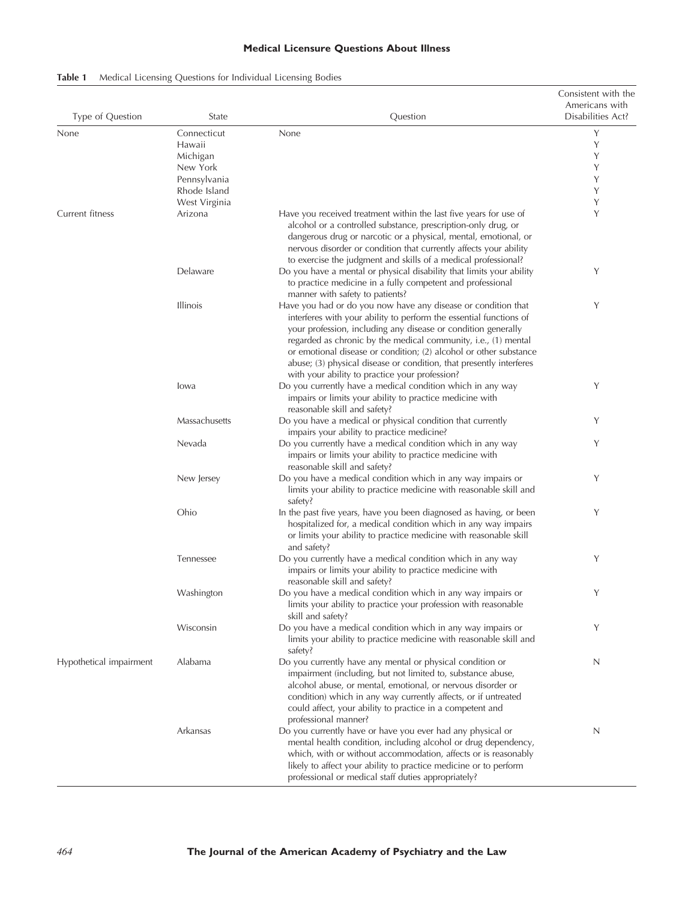**Table 1** Medical Licensing Questions for Individual Licensing Bodies

| Type of Question | State | Question | Consistent with the Americans with Disabilities Act? |
|---|---|---|---|
| None | Connecticut | None | Y |
| | Hawaii | | Y |
| | Michigan | | Y |
| | New York | | Y |
| | Pennsylvania | | Y |
| | Rhode Island | | Y |
| | West Virginia | | Y |
| Current fitness | Arizona | Have you received treatment within the last five years for use of alcohol or a controlled substance, prescription-only drug, or dangerous drug or narcotic or a physical, mental, emotional, or nervous disorder or condition that currently affects your ability to exercise the judgment and skills of a medical professional? | Y |
| | Delaware | Do you have a mental or physical disability that limits your ability to practice medicine in a fully competent and professional manner with safety to patients? | Y |
| | Illinois | Have you had or do you now have any disease or condition that interferes with your ability to perform the essential functions of your profession, including any disease or condition generally regarded as chronic by the medical community, i.e., (1) mental or emotional disease or condition; (2) alcohol or other substance abuse; (3) physical disease or condition, that presently interferes with your ability to practice your profession? | Y |
| | Iowa | Do you currently have a medical condition which in any way impairs or limits your ability to practice medicine with reasonable skill and safety? | Y |
| | Massachusetts | Do you have a medical or physical condition that currently impairs your ability to practice medicine? | Y |
| | Nevada | Do you currently have a medical condition which in any way impairs or limits your ability to practice medicine with reasonable skill and safety? | Y |
| | New Jersey | Do you have a medical condition which in any way impairs or limits your ability to practice medicine with reasonable skill and safety? | Y |
| | Ohio | In the past five years, have you been diagnosed as having, or been hospitalized for, a medical condition which in any way impairs or limits your ability to practice medicine with reasonable skill and safety? | Y |
| | Tennessee | Do you currently have a medical condition which in any way impairs or limits your ability to practice medicine with reasonable skill and safety? | Y |
| | Washington | Do you have a medical condition which in any way impairs or limits your ability to practice your profession with reasonable skill and safety? | Y |
| | Wisconsin | Do you have a medical condition which in any way impairs or limits your ability to practice medicine with reasonable skill and safety? | Y |
| Hypothetical impairment | Alabama | Do you currently have any mental or physical condition or impairment (including, but not limited to, substance abuse, alcohol abuse, or mental, emotional, or nervous disorder or condition) which in any way currently affects, or if untreated could affect, your ability to practice in a competent and professional manner? | N |
| | Arkansas | Do you currently have or have you ever had any physical or mental health condition, including alcohol or drug dependency, which, with or without accommodation, affects or is reasonably likely to affect your ability to practice medicine or to perform professional or medical staff duties appropriately? | N |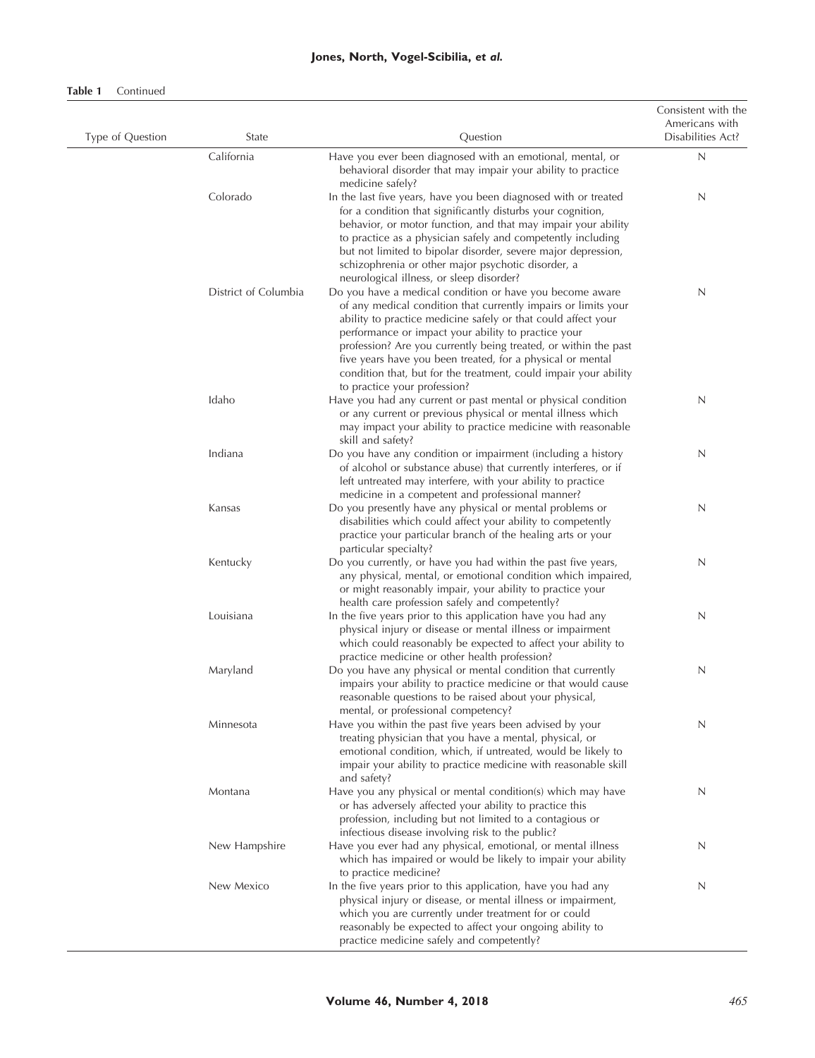**Table 1** Continued

| Type of Question | State | Question | Consistent with the Americans with Disabilities Act? |
|---|---|---|---|
| | California | Have you ever been diagnosed with an emotional, mental, or behavioral disorder that may impair your ability to practice medicine safely? | N |
| | Colorado | In the last five years, have you been diagnosed with or treated for a condition that significantly disturbs your cognition, behavior, or motor function, and that may impair your ability to practice as a physician safely and competently including but not limited to bipolar disorder, severe major depression, schizophrenia or other major psychotic disorder, a neurological illness, or sleep disorder? | N |
| | District of Columbia | Do you have a medical condition or have you become aware of any medical condition that currently impairs or limits your ability to practice medicine safely or that could affect your performance or impact your ability to practice your profession? Are you currently being treated, or within the past five years have you been treated, for a physical or mental condition that, but for the treatment, could impair your ability to practice your profession? | N |
| | Idaho | Have you had any current or past mental or physical condition or any current or previous physical or mental illness which may impact your ability to practice medicine with reasonable skill and safety? | N |
| | Indiana | Do you have any condition or impairment (including a history of alcohol or substance abuse) that currently interferes, or if left untreated may interfere, with your ability to practice medicine in a competent and professional manner? | N |
| | Kansas | Do you presently have any physical or mental problems or disabilities which could affect your ability to competently practice your particular branch of the healing arts or your particular specialty? | N |
| | Kentucky | Do you currently, or have you had within the past five years, any physical, mental, or emotional condition which impaired, or might reasonably impair, your ability to practice your health care profession safely and competently? | N |
| | Louisiana | In the five years prior to this application have you had any physical injury or disease or mental illness or impairment which could reasonably be expected to affect your ability to practice medicine or other health profession? | N |
| | Maryland | Do you have any physical or mental condition that currently impairs your ability to practice medicine or that would cause reasonable questions to be raised about your physical, mental, or professional competency? | N |
| | Minnesota | Have you within the past five years been advised by your treating physician that you have a mental, physical, or emotional condition, which, if untreated, would be likely to impair your ability to practice medicine with reasonable skill and safety? | N |
| | Montana | Have you any physical or mental condition(s) which may have or has adversely affected your ability to practice this profession, including but not limited to a contagious or infectious disease involving risk to the public? | N |
| | New Hampshire | Have you ever had any physical, emotional, or mental illness which has impaired or would be likely to impair your ability to practice medicine? | N |
| | New Mexico | In the five years prior to this application, have you had any physical injury or disease, or mental illness or impairment, which you are currently under treatment for or could reasonably be expected to affect your ongoing ability to practice medicine safely and competently? | N |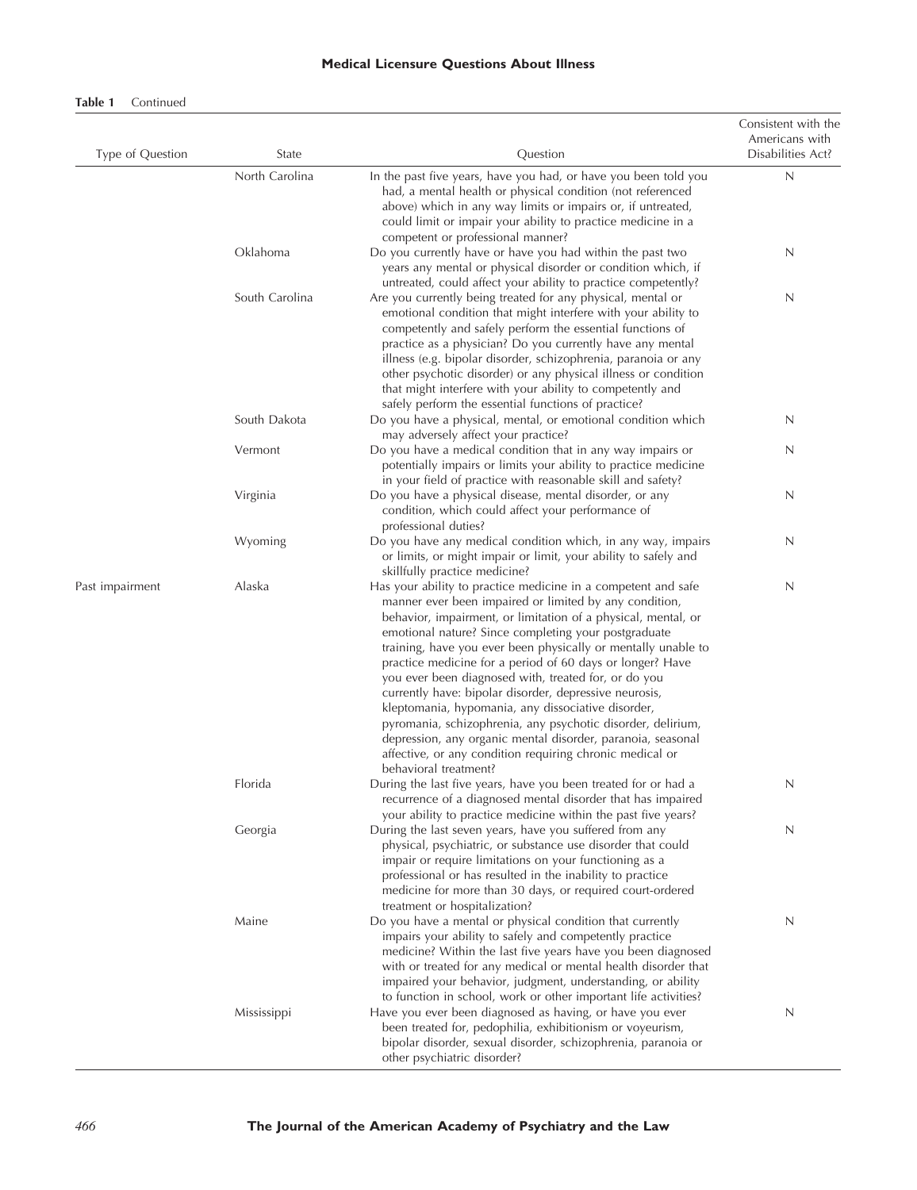**Table 1** Continued

| Type of Question | State | Question | Consistent with the Americans with Disabilities Act? |
|---|---|---|---|
| | North Carolina | In the past five years, have you had, or have you been told you had, a mental health or physical condition (not referenced above) which in any way limits or impairs or, if untreated, could limit or impair your ability to practice medicine in a competent or professional manner? | N |
| | Oklahoma | Do you currently have or have you had within the past two years any mental or physical disorder or condition which, if untreated, could affect your ability to practice competently? | N |
| | South Carolina | Are you currently being treated for any physical, mental or emotional condition that might interfere with your ability to competently and safely perform the essential functions of practice as a physician? Do you currently have any mental illness (e.g. bipolar disorder, schizophrenia, paranoia or any other psychotic disorder) or any physical illness or condition that might interfere with your ability to competently and safely perform the essential functions of practice? | N |
| | South Dakota | Do you have a physical, mental, or emotional condition which may adversely affect your practice? | N |
| | Vermont | Do you have a medical condition that in any way impairs or potentially impairs or limits your ability to practice medicine in your field of practice with reasonable skill and safety? | N |
| | Virginia | Do you have a physical disease, mental disorder, or any condition, which could affect your performance of professional duties? | N |
| | Wyoming | Do you have any medical condition which, in any way, impairs or limits, or might impair or limit, your ability to safely and skillfully practice medicine? | N |
| Past impairment | Alaska | Has your ability to practice medicine in a competent and safe manner ever been impaired or limited by any condition, behavior, impairment, or limitation of a physical, mental, or emotional nature? Since completing your postgraduate training, have you ever been physically or mentally unable to practice medicine for a period of 60 days or longer? Have you ever been diagnosed with, treated for, or do you currently have: bipolar disorder, depressive neurosis, kleptomania, hypomania, any dissociative disorder, pyromania, schizophrenia, any psychotic disorder, delirium, depression, any organic mental disorder, paranoia, seasonal affective, or any condition requiring chronic medical or behavioral treatment? | N |
| | Florida | During the last five years, have you been treated for or had a recurrence of a diagnosed mental disorder that has impaired your ability to practice medicine within the past five years? | N |
| | Georgia | During the last seven years, have you suffered from any physical, psychiatric, or substance use disorder that could impair or require limitations on your functioning as a professional or has resulted in the inability to practice medicine for more than 30 days, or required court-ordered treatment or hospitalization? | N |
| | Maine | Do you have a mental or physical condition that currently impairs your ability to safely and competently practice medicine? Within the last five years have you been diagnosed with or treated for any medical or mental health disorder that impaired your behavior, judgment, understanding, or ability to function in school, work or other important life activities? | N |
| | Mississippi | Have you ever been diagnosed as having, or have you ever been treated for, pedophilia, exhibitionism or voyeurism, bipolar disorder, sexual disorder, schizophrenia, paranoia or other psychiatric disorder? | N |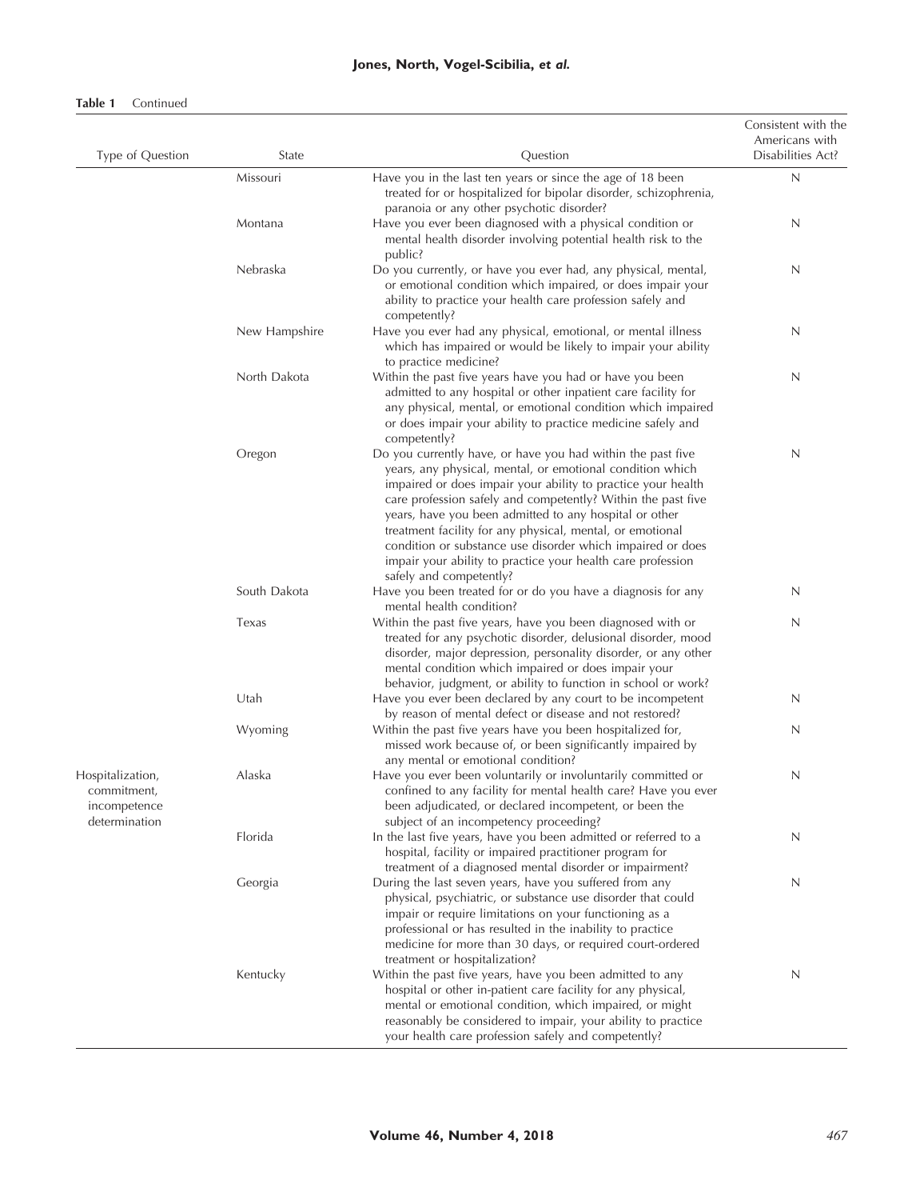**Table 1** Continued

| Type of Question | State | Question | Consistent with the Americans with Disabilities Act? |
|---|---|---|---|
| | Missouri | Have you in the last ten years or since the age of 18 been treated for or hospitalized for bipolar disorder, schizophrenia, paranoia or any other psychotic disorder? | N |
| | Montana | Have you ever been diagnosed with a physical condition or mental health disorder involving potential health risk to the public? | N |
| | Nebraska | Do you currently, or have you ever had, any physical, mental, or emotional condition which impaired, or does impair your ability to practice your health care profession safely and competently? | N |
| | New Hampshire | Have you ever had any physical, emotional, or mental illness which has impaired or would be likely to impair your ability to practice medicine? | N |
| | North Dakota | Within the past five years have you had or have you been admitted to any hospital or other inpatient care facility for any physical, mental, or emotional condition which impaired or does impair your ability to practice medicine safely and competently? | N |
| | Oregon | Do you currently have, or have you had within the past five years, any physical, mental, or emotional condition which impaired or does impair your ability to practice your health care profession safely and competently? Within the past five years, have you been admitted to any hospital or other treatment facility for any physical, mental, or emotional condition or substance use disorder which impaired or does impair your ability to practice your health care profession safely and competently? | N |
| | South Dakota | Have you been treated for or do you have a diagnosis for any mental health condition? | N |
| | Texas | Within the past five years, have you been diagnosed with or treated for any psychotic disorder, delusional disorder, mood disorder, major depression, personality disorder, or any other mental condition which impaired or does impair your behavior, judgment, or ability to function in school or work? | N |
| | Utah | Have you ever been declared by any court to be incompetent by reason of mental defect or disease and not restored? | N |
| | Wyoming | Within the past five years have you been hospitalized for, missed work because of, or been significantly impaired by any mental or emotional condition? | N |
| Hospitalization, commitment, incompetence determination | Alaska | Have you ever been voluntarily or involuntarily committed or confined to any facility for mental health care? Have you ever been adjudicated, or declared incompetent, or been the subject of an incompetency proceeding? | N |
| | Florida | In the last five years, have you been admitted or referred to a hospital, facility or impaired practitioner program for treatment of a diagnosed mental disorder or impairment? | N |
| | Georgia | During the last seven years, have you suffered from any physical, psychiatric, or substance use disorder that could impair or require limitations on your functioning as a professional or has resulted in the inability to practice medicine for more than 30 days, or required court-ordered treatment or hospitalization? | N |
| | Kentucky | Within the past five years, have you been admitted to any hospital or other in-patient care facility for any physical, mental or emotional condition, which impaired, or might reasonably be considered to impair, your ability to practice your health care profession safely and competently? | N |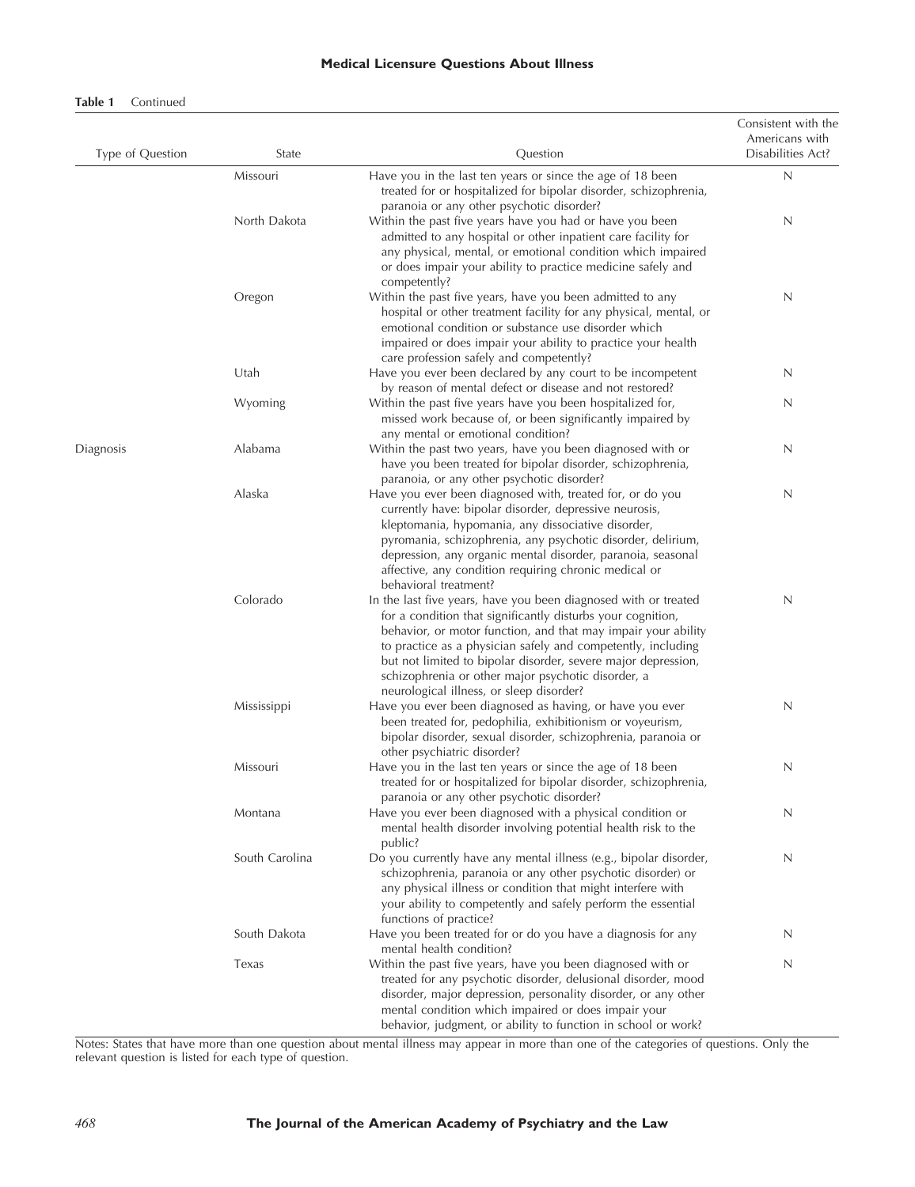**Table 1** Continued

| Type of Question | State | Question | Consistent with the Americans with Disabilities Act? |
|---|---|---|---|
| | Missouri | Have you in the last ten years or since the age of 18 been treated for or hospitalized for bipolar disorder, schizophrenia, paranoia or any other psychotic disorder? | N |
| | North Dakota | Within the past five years have you had or have you been admitted to any hospital or other inpatient care facility for any physical, mental, or emotional condition which impaired or does impair your ability to practice medicine safely and competently? | N |
| | Oregon | Within the past five years, have you been admitted to any hospital or other treatment facility for any physical, mental, or emotional condition or substance use disorder which impaired or does impair your ability to practice your health care profession safely and competently? | N |
| | Utah | Have you ever been declared by any court to be incompetent by reason of mental defect or disease and not restored? | N |
| | Wyoming | Within the past five years have you been hospitalized for, missed work because of, or been significantly impaired by any mental or emotional condition? | N |
| Diagnosis | Alabama | Within the past two years, have you been diagnosed with or have you been treated for bipolar disorder, schizophrenia, paranoia, or any other psychotic disorder? | N |
| | Alaska | Have you ever been diagnosed with, treated for, or do you currently have: bipolar disorder, depressive neurosis, kleptomania, hypomania, any dissociative disorder, pyromania, schizophrenia, any psychotic disorder, delirium, depression, any organic mental disorder, paranoia, seasonal affective, any condition requiring chronic medical or behavioral treatment? | N |
| | Colorado | In the last five years, have you been diagnosed with or treated for a condition that significantly disturbs your cognition, behavior, or motor function, and that may impair your ability to practice as a physician safely and competently, including but not limited to bipolar disorder, severe major depression, schizophrenia or other major psychotic disorder, a neurological illness, or sleep disorder? | N |
| | Mississippi | Have you ever been diagnosed as having, or have you ever been treated for, pedophilia, exhibitionism or voyeurism, bipolar disorder, sexual disorder, schizophrenia, paranoia or other psychiatric disorder? | N |
| | Missouri | Have you in the last ten years or since the age of 18 been treated for or hospitalized for bipolar disorder, schizophrenia, paranoia or any other psychotic disorder? | N |
| | Montana | Have you ever been diagnosed with a physical condition or mental health disorder involving potential health risk to the public? | N |
| | South Carolina | Do you currently have any mental illness (e.g., bipolar disorder, schizophrenia, paranoia or any other psychotic disorder) or any physical illness or condition that might interfere with your ability to competently and safely perform the essential functions of practice? | N |
| | South Dakota | Have you been treated for or do you have a diagnosis for any mental health condition? | N |
| | Texas | Within the past five years, have you been diagnosed with or treated for any psychotic disorder, delusional disorder, mood disorder, major depression, personality disorder, or any other mental condition which impaired or does impair your behavior, judgment, or ability to function in school or work? | N |

Notes: States that have more than one question about mental illness may appear in more than one of the categories of questions. Only the relevant question is listed for each type of question.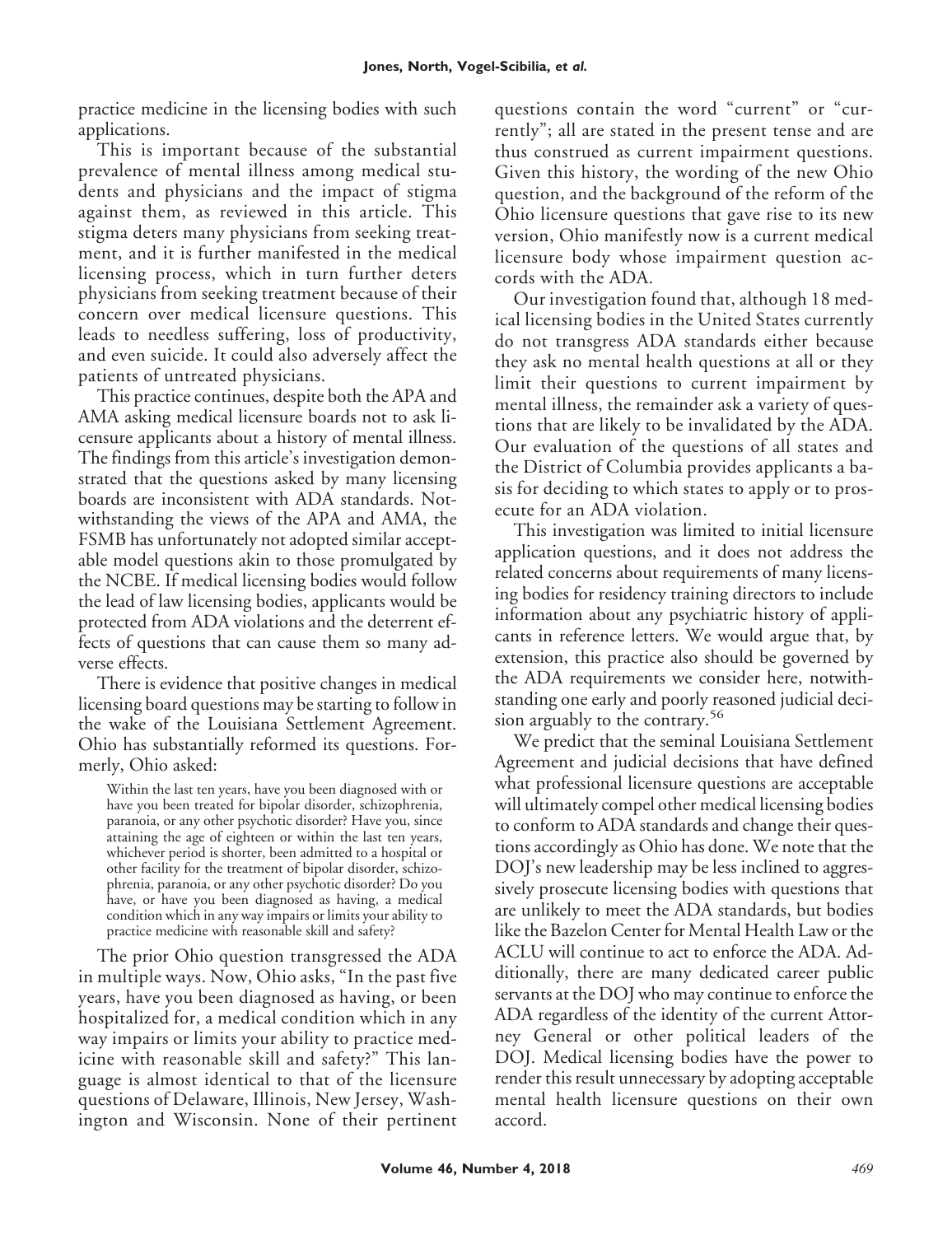practice medicine in the licensing bodies with such applications.

This is important because of the substantial prevalence of mental illness among medical students and physicians and the impact of stigma against them, as reviewed in this article. This stigma deters many physicians from seeking treatment, and it is further manifested in the medical licensing process, which in turn further deters physicians from seeking treatment because of their concern over medical licensure questions. This leads to needless suffering, loss of productivity, and even suicide. It could also adversely affect the patients of untreated physicians.

This practice continues, despite both the APA and AMA asking medical licensure boards not to ask licensure applicants about a history of mental illness. The findings from this article's investigation demonstrated that the questions asked by many licensing boards are inconsistent with ADA standards. Notwithstanding the views of the APA and AMA, the FSMB has unfortunately not adopted similar acceptable model questions akin to those promulgated by the NCBE. If medical licensing bodies would follow the lead of law licensing bodies, applicants would be protected from ADA violations and the deterrent effects of questions that can cause them so many adverse effects.

There is evidence that positive changes in medical licensing board questions may be starting to follow in the wake of the Louisiana Settlement Agreement. Ohio has substantially reformed its questions. Formerly, Ohio asked:

> Within the last ten years, have you been diagnosed with or have you been treated for bipolar disorder, schizophrenia, paranoia, or any other psychotic disorder? Have you, since attaining the age of eighteen or within the last ten years, whichever period is shorter, been admitted to a hospital or other facility for the treatment of bipolar disorder, schizophrenia, paranoia, or any other psychotic disorder? Do you have, or have you been diagnosed as having, a medical condition which in any way impairs or limits your ability to practice medicine with reasonable skill and safety?

The prior Ohio question transgressed the ADA in multiple ways. Now, Ohio asks, "In the past five years, have you been diagnosed as having, or been hospitalized for, a medical condition which in any way impairs or limits your ability to practice medicine with reasonable skill and safety?" This language is almost identical to that of the licensure questions of Delaware, Illinois, New Jersey, Washington and Wisconsin. None of their pertinent questions contain the word "current" or "currently"; all are stated in the present tense and are thus construed as current impairment questions. Given this history, the wording of the new Ohio question, and the background of the reform of the Ohio licensure questions that gave rise to its new version, Ohio manifestly now is a current medical licensure body whose impairment question accords with the ADA.

Our investigation found that, although 18 medical licensing bodies in the United States currently do not transgress ADA standards either because they ask no mental health questions at all or they limit their questions to current impairment by mental illness, the remainder ask a variety of questions that are likely to be invalidated by the ADA. Our evaluation of the questions of all states and the District of Columbia provides applicants a basis for deciding to which states to apply or to prosecute for an ADA violation.

This investigation was limited to initial licensure application questions, and it does not address the related concerns about requirements of many licensing bodies for residency training directors to include information about any psychiatric history of applicants in reference letters. We would argue that, by extension, this practice also should be governed by the ADA requirements we consider here, notwithstanding one early and poorly reasoned judicial decision arguably to the contrary.[56]

We predict that the seminal Louisiana Settlement Agreement and judicial decisions that have defined what professional licensure questions are acceptable will ultimately compel other medical licensing bodies to conform to ADA standards and change their questions accordingly as Ohio has done. We note that the DOJ's new leadership may be less inclined to aggressively prosecute licensing bodies with questions that are unlikely to meet the ADA standards, but bodies like the Bazelon Center for Mental Health Law or the ACLU will continue to act to enforce the ADA. Additionally, there are many dedicated career public servants at the DOJ who may continue to enforce the ADA regardless of the identity of the current Attorney General or other political leaders of the DOJ. Medical licensing bodies have the power to render this result unnecessary by adopting acceptable mental health licensure questions on their own accord.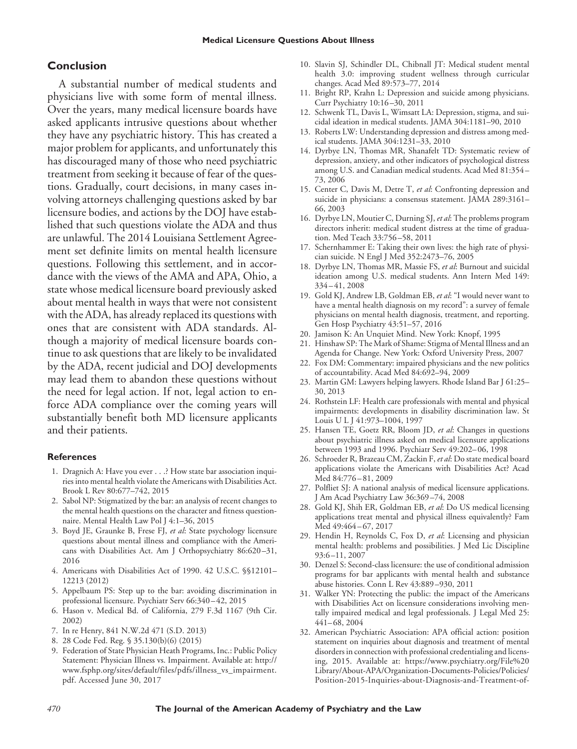## Conclusion

A substantial number of medical students and physicians live with some form of mental illness. Over the years, many medical licensure boards have asked applicants intrusive questions about whether they have any psychiatric history. This has created a major problem for applicants, and unfortunately this has discouraged many of those who need psychiatric treatment from seeking it because of fear of the questions. Gradually, court decisions, in many cases involving attorneys challenging questions asked by bar licensure bodies, and actions by the DOJ have established that such questions violate the ADA and thus are unlawful. The 2014 Louisiana Settlement Agreement set definite limits on mental health licensure questions. Following this settlement, and in accordance with the views of the AMA and APA, Ohio, a state whose medical licensure board previously asked about mental health in ways that were not consistent with the ADA, has already replaced its questions with ones that are consistent with ADA standards. Although a majority of medical licensure boards continue to ask questions that are likely to be invalidated by the ADA, recent judicial and DOJ developments may lead them to abandon these questions without the need for legal action. If not, legal action to enforce ADA compliance over the coming years will substantially benefit both MD licensure applicants and their patients.

### References

1. Dragnich A: Have you ever . . .? How state bar association inquiries into mental health violate the Americans with Disabilities Act. Brook L Rev 80:677–742, 2015
2. Sabol NP: Stigmatized by the bar: an analysis of recent changes to the mental health questions on the character and fitness questionnaire. Mental Health Law Pol J 4:1–36, 2015
3. Boyd JE, Graunke B, Frese FJ, *et al*: State psychology licensure questions about mental illness and compliance with the Americans with Disabilities Act. Am J Orthopsychiatry 86:620–31, 2016
4. Americans with Disabilities Act of 1990. 42 U.S.C. §§12101–12213 (2012)
5. Appelbaum PS: Step up to the bar: avoiding discrimination in professional licensure. Psychiatr Serv 66:340–42, 2015
6. Hason v. Medical Bd. of California, 279 F.3d 1167 (9th Cir. 2002)
7. In re Henry, 841 N.W.2d 471 (S.D. 2013)
8. 28 Code Fed. Reg. § 35.130(b)(6) (2015)
9. Federation of State Physician Heath Programs, Inc.: Public Policy Statement: Physician Illness vs. Impairment. Available at: http://www.fsphp.org/sites/default/files/pdfs/illness_vs_impairment.pdf. Accessed June 30, 2017
10. Slavin SJ, Schindler DL, Chibnall JT: Medical student mental health 3.0: improving student wellness through curricular changes. Acad Med 89:573–77, 2014
11. Bright RP, Krahn L: Depression and suicide among physicians. Curr Psychiatry 10:16–30, 2011
12. Schwenk TL, Davis L, Wimsatt LA: Depression, stigma, and suicidal ideation in medical students. JAMA 304:1181–90, 2010
13. Roberts LW: Understanding depression and distress among medical students. JAMA 304:1231–33, 2010
14. Dyrbye LN, Thomas MR, Shanafelt TD: Systematic review of depression, anxiety, and other indicators of psychological distress among U.S. and Canadian medical students. Acad Med 81:354–73, 2006
15. Center C, Davis M, Detre T, *et al*: Confronting depression and suicide in physicians: a consensus statement. JAMA 289:3161–66, 2003
16. Dyrbye LN, Moutier C, Durning SJ, *et al*: The problems program directors inherit: medical student distress at the time of graduation. Med Teach 33:756–58, 2011
17. Schernhammer E: Taking their own lives: the high rate of physician suicide. N Engl J Med 352:2473–76, 2005
18. Dyrbye LN, Thomas MR, Massie FS, *et al*: Burnout and suicidal ideation among U.S. medical students. Ann Intern Med 149: 334–41, 2008
19. Gold KJ, Andrew LB, Goldman EB, *et al*: "I would never want to have a mental health diagnosis on my record": a survey of female physicians on mental health diagnosis, treatment, and reporting. Gen Hosp Psychiatry 43:51–57, 2016
20. Jamison K: An Unquiet Mind. New York: Knopf, 1995
21. Hinshaw SP: The Mark of Shame: Stigma of Mental Illness and an Agenda for Change. New York: Oxford University Press, 2007
22. Fox DM: Commentary: impaired physicians and the new politics of accountability. Acad Med 84:692–94, 2009
23. Martin GM: Lawyers helping lawyers. Rhode Island Bar J 61:25–30, 2013
24. Rothstein LF: Health care professionals with mental and physical impairments: developments in disability discrimination law. St Louis U L J 41:973–1004, 1997
25. Hansen TE, Goetz RR, Bloom JD, *et al*: Changes in questions about psychiatric illness asked on medical licensure applications between 1993 and 1996. Psychiatr Serv 49:202–06, 1998
26. Schroeder R, Brazeau CM, Zackin F, *et al*: Do state medical board applications violate the Americans with Disabilities Act? Acad Med 84:776–81, 2009
27. Polfliet SJ: A national analysis of medical licensure applications. J Am Acad Psychiatry Law 36:369–74, 2008
28. Gold KJ, Shih ER, Goldman EB, *et al*: Do US medical licensing applications treat mental and physical illness equivalently? Fam Med 49:464–67, 2017
29. Hendin H, Reynolds C, Fox D, *et al*: Licensing and physician mental health: problems and possibilities. J Med Lic Discipline 93:6–11, 2007
30. Denzel S: Second-class licensure: the use of conditional admission programs for bar applicants with mental health and substance abuse histories. Conn L Rev 43:889–930, 2011
31. Walker YN: Protecting the public: the impact of the Americans with Disabilities Act on licensure considerations involving mentally impaired medical and legal professionals. J Legal Med 25: 441–68, 2004
32. American Psychiatric Association: APA official action: position statement on inquiries about diagnosis and treatment of mental disorders in connection with professional credentialing and licensing, 2015. Available at: https://www.psychiatry.org/File%20Library/About-APA/Organization-Documents-Policies/Policies/Position-2015-Inquiries-about-Diagnosis-and-Treatment-of-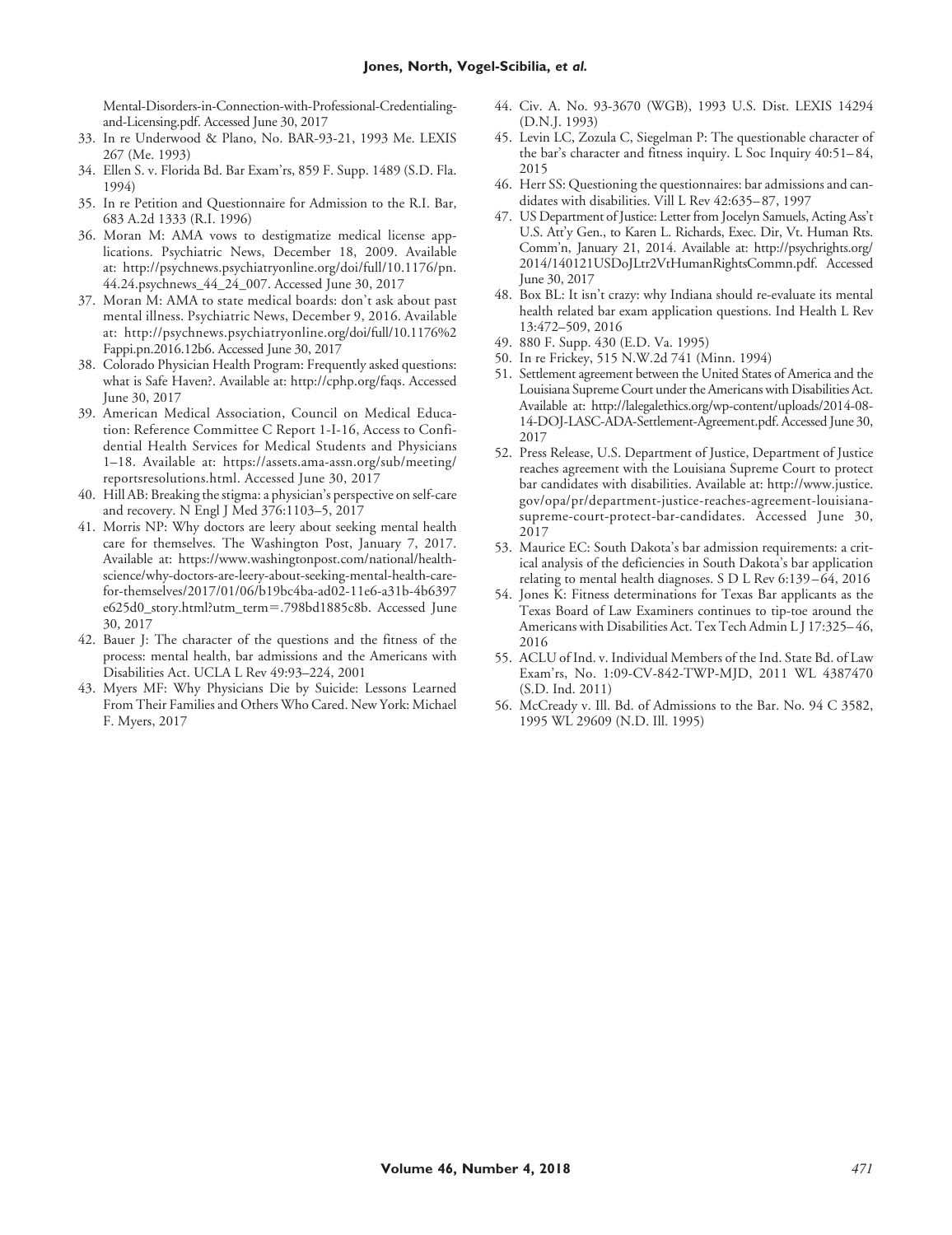Mental-Disorders-in-Connection-with-Professional-Credentialing-and-Licensing.pdf. Accessed June 30, 2017

33. In re Underwood & Plano, No. BAR-93-21, 1993 Me. LEXIS 267 (Me. 1993)
34. Ellen S. v. Florida Bd. Bar Exam'rs, 859 F. Supp. 1489 (S.D. Fla. 1994)
35. In re Petition and Questionnaire for Admission to the R.I. Bar, 683 A.2d 1333 (R.I. 1996)
36. Moran M: AMA vows to destigmatize medical license applications. Psychiatric News, December 18, 2009. Available at: http://psychnews.psychiatryonline.org/doi/full/10.1176/pn.44.24.psychnews_44_24_007. Accessed June 30, 2017
37. Moran M: AMA to state medical boards: don't ask about past mental illness. Psychiatric News, December 9, 2016. Available at: http://psychnews.psychiatryonline.org/doi/full/10.1176%2Fappi.pn.2016.12b6. Accessed June 30, 2017
38. Colorado Physician Health Program: Frequently asked questions: what is Safe Haven?. Available at: http://cphp.org/faqs. Accessed June 30, 2017
39. American Medical Association, Council on Medical Education: Reference Committee C Report 1-I-16, Access to Confidential Health Services for Medical Students and Physicians 1–18. Available at: https://assets.ama-assn.org/sub/meeting/reportsresolutions.html. Accessed June 30, 2017
40. Hill AB: Breaking the stigma: a physician's perspective on self-care and recovery. N Engl J Med 376:1103–5, 2017
41. Morris NP: Why doctors are leery about seeking mental health care for themselves. The Washington Post, January 7, 2017. Available at: https://www.washingtonpost.com/national/health-science/why-doctors-are-leery-about-seeking-mental-health-care-for-themselves/2017/01/06/b19bc4ba-ad02-11e6-a31b-4b6397e625d0_story.html?utm_term=.798bd1885c8b. Accessed June 30, 2017
42. Bauer J: The character of the questions and the fitness of the process: mental health, bar admissions and the Americans with Disabilities Act. UCLA L Rev 49:93–224, 2001
43. Myers MF: Why Physicians Die by Suicide: Lessons Learned From Their Families and Others Who Cared. New York: Michael F. Myers, 2017
44. Civ. A. No. 93-3670 (WGB), 1993 U.S. Dist. LEXIS 14294 (D.N.J. 1993)
45. Levin LC, Zozula C, Siegelman P: The questionable character of the bar's character and fitness inquiry. L Soc Inquiry 40:51–84, 2015
46. Herr SS: Questioning the questionnaires: bar admissions and candidates with disabilities. Vill L Rev 42:635–87, 1997
47. US Department of Justice: Letter from Jocelyn Samuels, Acting Ass't U.S. Att'y Gen., to Karen L. Richards, Exec. Dir, Vt. Human Rts. Comm'n, January 21, 2014. Available at: http://psychrights.org/2014/140121USDoJLtr2VtHumanRightsCommn.pdf. Accessed June 30, 2017
48. Box BL: It isn't crazy: why Indiana should re-evaluate its mental health related bar exam application questions. Ind Health L Rev 13:472–509, 2016
49. 880 F. Supp. 430 (E.D. Va. 1995)
50. In re Frickey, 515 N.W.2d 741 (Minn. 1994)
51. Settlement agreement between the United States of America and the Louisiana Supreme Court under the Americans with Disabilities Act. Available at: http://lalegalethics.org/wp-content/uploads/2014-08-14-DOJ-LASC-ADA-Settlement-Agreement.pdf. Accessed June 30, 2017
52. Press Release, U.S. Department of Justice, Department of Justice reaches agreement with the Louisiana Supreme Court to protect bar candidates with disabilities. Available at: http://www.justice.gov/opa/pr/department-justice-reaches-agreement-louisiana-supreme-court-protect-bar-candidates. Accessed June 30, 2017
53. Maurice EC: South Dakota's bar admission requirements: a critical analysis of the deficiencies in South Dakota's bar application relating to mental health diagnoses. S D L Rev 6:139–64, 2016
54. Jones K: Fitness determinations for Texas Bar applicants as the Texas Board of Law Examiners continues to tip-toe around the Americans with Disabilities Act. Tex Tech Admin L J 17:325–46, 2016
55. ACLU of Ind. v. Individual Members of the Ind. State Bd. of Law Exam'rs, No. 1:09-CV-842-TWP-MJD, 2011 WL 4387470 (S.D. Ind. 2011)
56. McCready v. Ill. Bd. of Admissions to the Bar. No. 94 C 3582, 1995 WL 29609 (N.D. Ill. 1995)